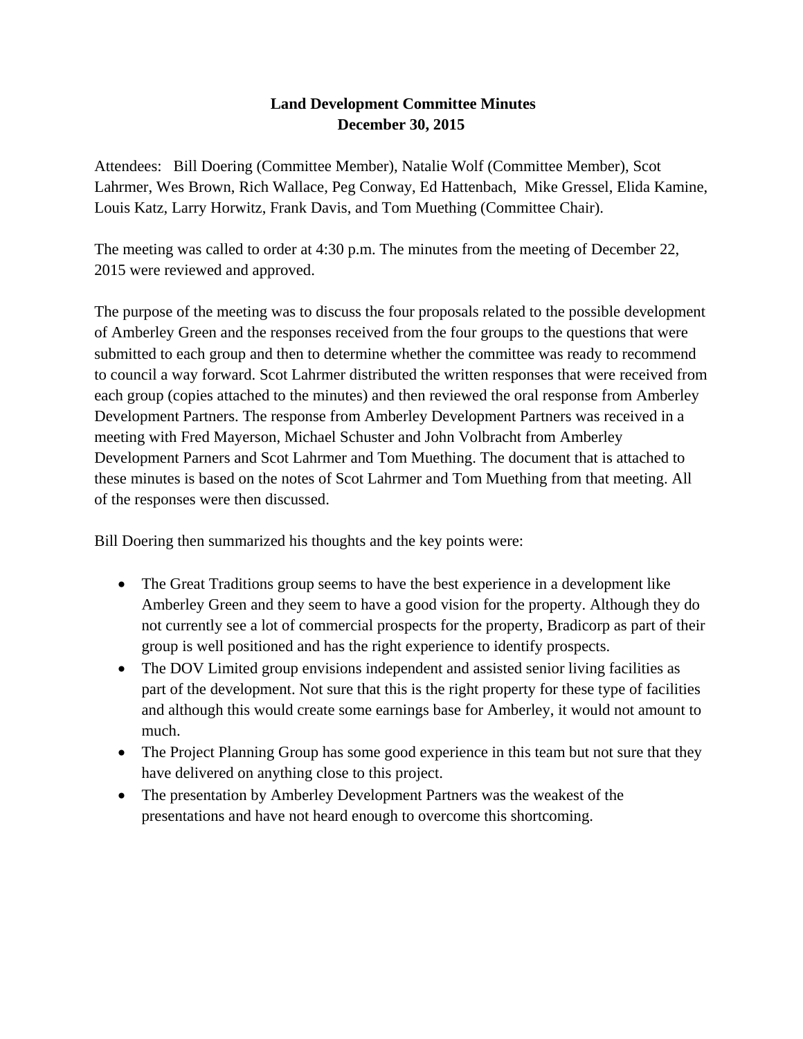# Land Development Committee Minutes
## December 30, 2015

Attendees: Bill Doering (Committee Member), Natalie Wolf (Committee Member), Scot Lahrmer, Wes Brown, Rich Wallace, Peg Conway, Ed Hattenbach, Mike Gressel, Elida Kamine, Louis Katz, Larry Horwitz, Frank Davis, and Tom Muething (Committee Chair).

The meeting was called to order at 4:30 p.m. The minutes from the meeting of December 22, 2015 were reviewed and approved.

The purpose of the meeting was to discuss the four proposals related to the possible development of Amberley Green and the responses received from the four groups to the questions that were submitted to each group and then to determine whether the committee was ready to recommend to council a way forward. Scot Lahrmer distributed the written responses that were received from each group (copies attached to the minutes) and then reviewed the oral response from Amberley Development Partners. The response from Amberley Development Partners was received in a meeting with Fred Mayerson, Michael Schuster and John Volbracht from Amberley Development Parners and Scot Lahrmer and Tom Muething. The document that is attached to these minutes is based on the notes of Scot Lahrmer and Tom Muething from that meeting. All of the responses were then discussed.

Bill Doering then summarized his thoughts and the key points were:

- The Great Traditions group seems to have the best experience in a development like Amberley Green and they seem to have a good vision for the property. Although they do not currently see a lot of commercial prospects for the property, Bradicorp as part of their group is well positioned and has the right experience to identify prospects.
- The DOV Limited group envisions independent and assisted senior living facilities as part of the development. Not sure that this is the right property for these type of facilities and although this would create some earnings base for Amberley, it would not amount to much.
- The Project Planning Group has some good experience in this team but not sure that they have delivered on anything close to this project.
- The presentation by Amberley Development Partners was the weakest of the presentations and have not heard enough to overcome this shortcoming.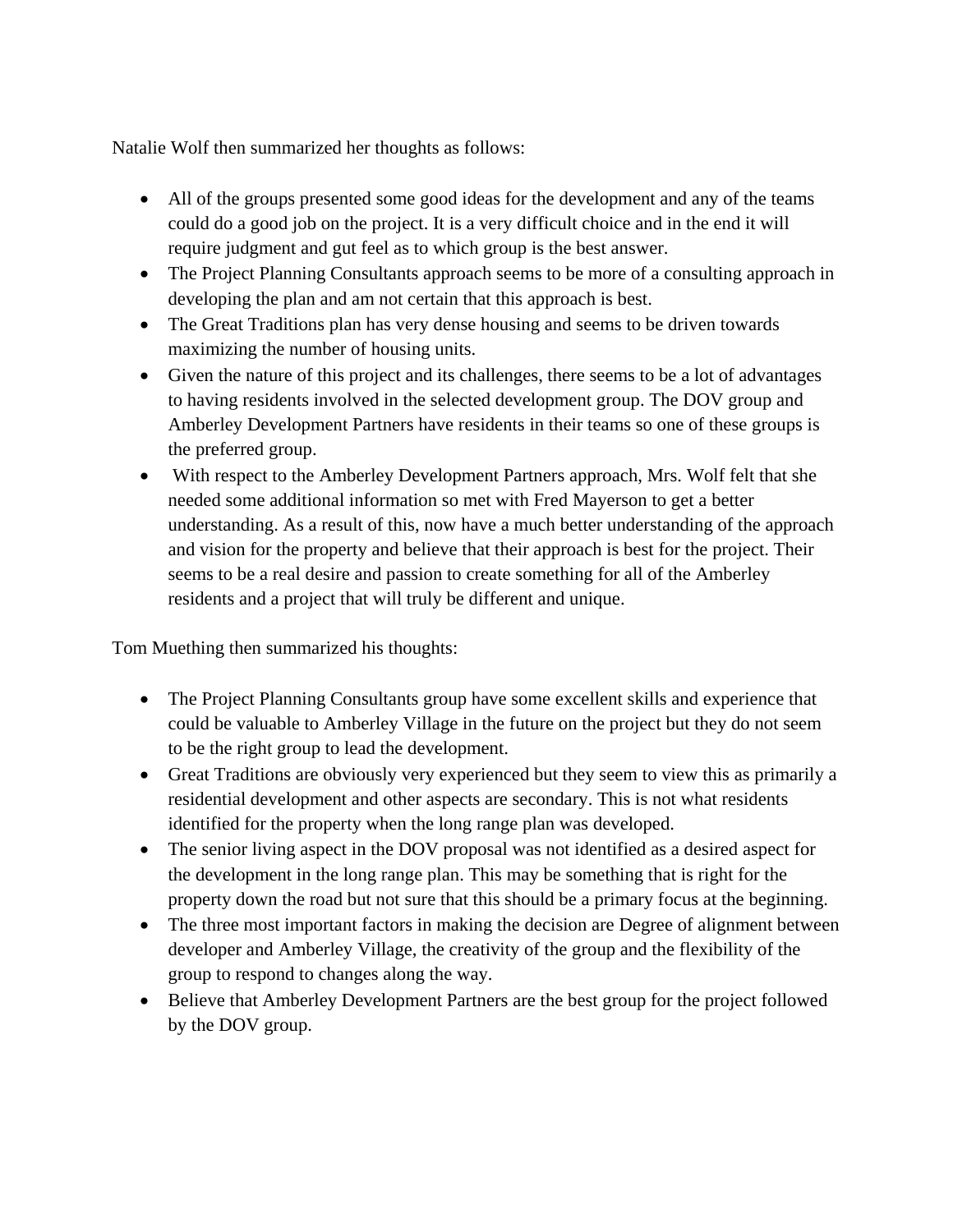Natalie Wolf then summarized her thoughts as follows:

- All of the groups presented some good ideas for the development and any of the teams could do a good job on the project. It is a very difficult choice and in the end it will require judgment and gut feel as to which group is the best answer.
- The Project Planning Consultants approach seems to be more of a consulting approach in developing the plan and am not certain that this approach is best.
- The Great Traditions plan has very dense housing and seems to be driven towards maximizing the number of housing units.
- Given the nature of this project and its challenges, there seems to be a lot of advantages to having residents involved in the selected development group. The DOV group and Amberley Development Partners have residents in their teams so one of these groups is the preferred group.
- With respect to the Amberley Development Partners approach, Mrs. Wolf felt that she needed some additional information so met with Fred Mayerson to get a better understanding. As a result of this, now have a much better understanding of the approach and vision for the property and believe that their approach is best for the project. Their seems to be a real desire and passion to create something for all of the Amberley residents and a project that will truly be different and unique.

Tom Muething then summarized his thoughts:

- The Project Planning Consultants group have some excellent skills and experience that could be valuable to Amberley Village in the future on the project but they do not seem to be the right group to lead the development.
- Great Traditions are obviously very experienced but they seem to view this as primarily a residential development and other aspects are secondary. This is not what residents identified for the property when the long range plan was developed.
- The senior living aspect in the DOV proposal was not identified as a desired aspect for the development in the long range plan. This may be something that is right for the property down the road but not sure that this should be a primary focus at the beginning.
- The three most important factors in making the decision are Degree of alignment between developer and Amberley Village, the creativity of the group and the flexibility of the group to respond to changes along the way.
- Believe that Amberley Development Partners are the best group for the project followed by the DOV group.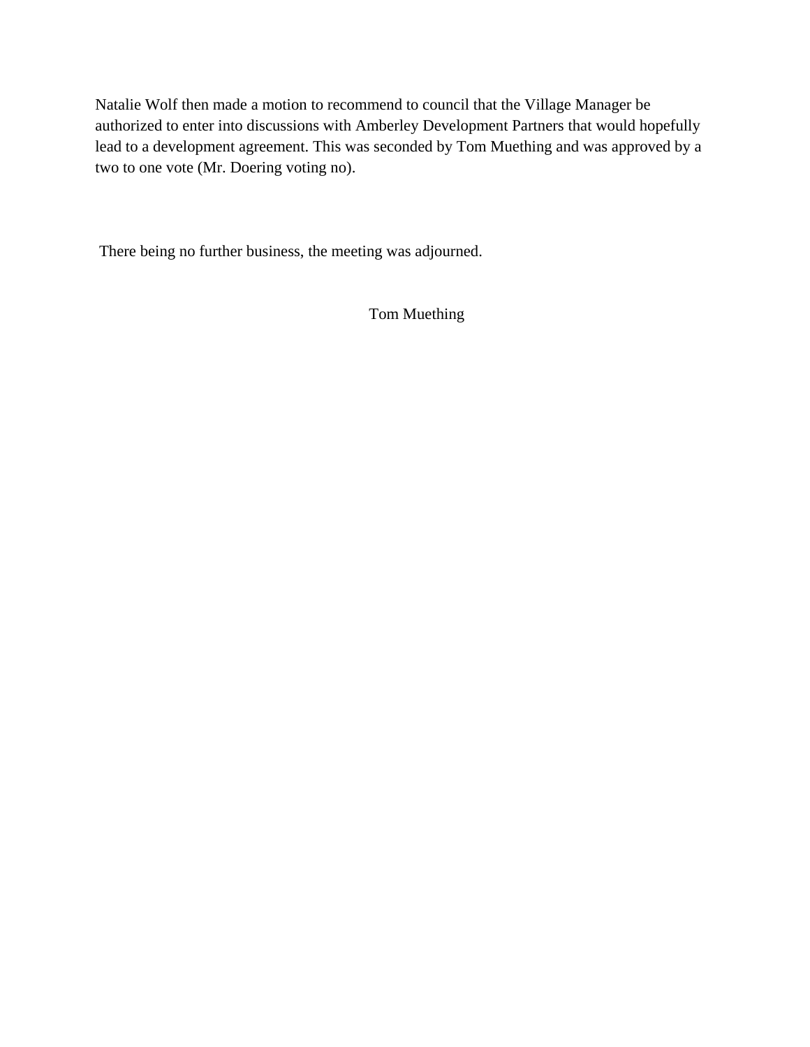Natalie Wolf then made a motion to recommend to council that the Village Manager be authorized to enter into discussions with Amberley Development Partners that would hopefully lead to a development agreement. This was seconded by Tom Muething and was approved by a two to one vote (Mr. Doering voting no).

There being no further business, the meeting was adjourned.

Tom Muething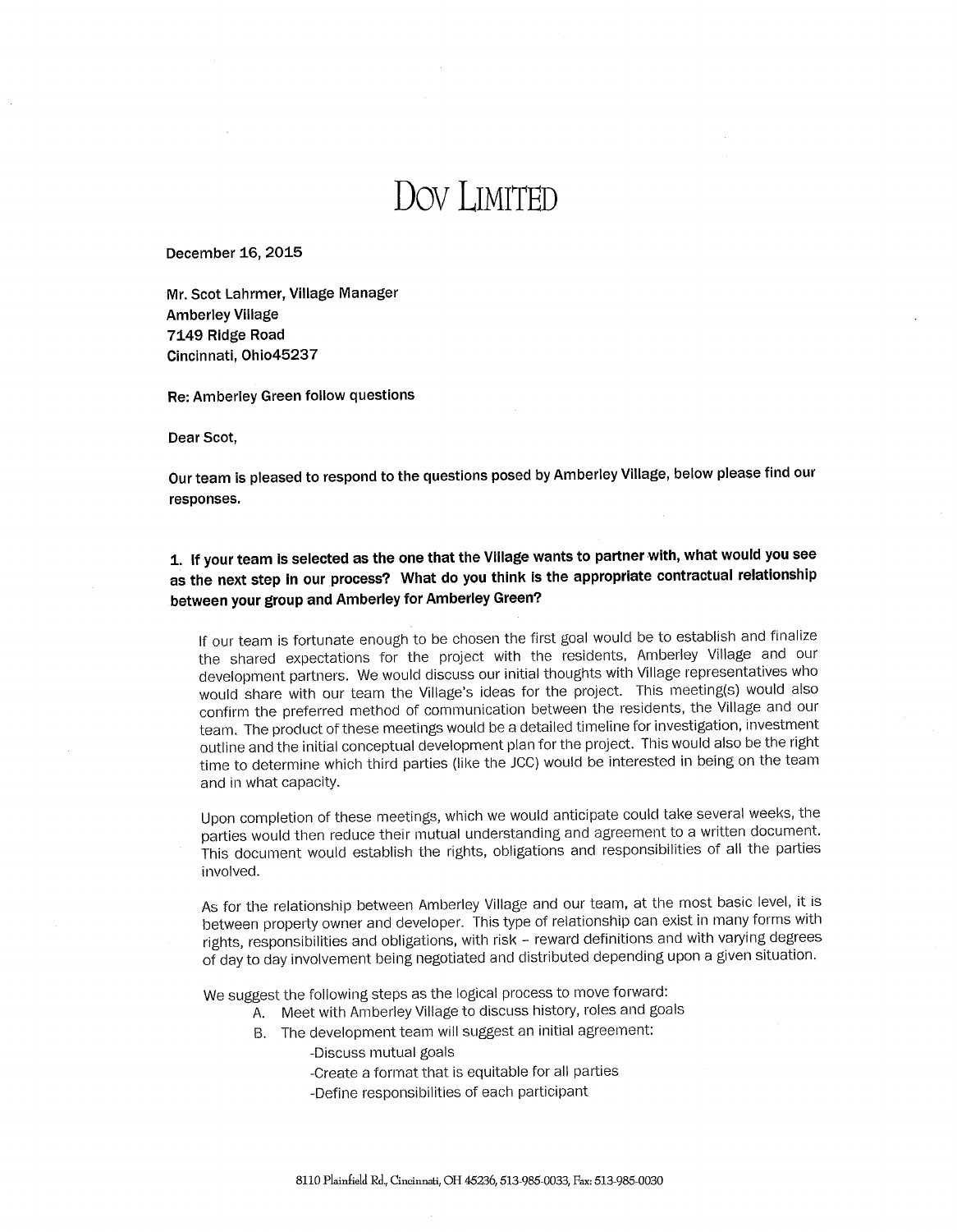# DOV LIMITED

December 16, 2015

Mr. Scot Lahrmer, Village Manager
Amberley Village
7149 Ridge Road
Cincinnati, Ohio45237

**Re: Amberley Green follow questions**

Dear Scot,

Our team is pleased to respond to the questions posed by Amberley Village, below please find our responses.

**1. If your team is selected as the one that the Village wants to partner with, what would you see as the next step in our process? What do you think is the appropriate contractual relationship between your group and Amberley for Amberley Green?**

If our team is fortunate enough to be chosen the first goal would be to establish and finalize the shared expectations for the project with the residents, Amberley Village and our development partners. We would discuss our initial thoughts with Village representatives who would share with our team the Village's ideas for the project. This meeting(s) would also confirm the preferred method of communication between the residents, the Village and our team. The product of these meetings would be a detailed timeline for investigation, investment outline and the initial conceptual development plan for the project. This would also be the right time to determine which third parties (like the JCC) would be interested in being on the team and in what capacity.

Upon completion of these meetings, which we would anticipate could take several weeks, the parties would then reduce their mutual understanding and agreement to a written document. This document would establish the rights, obligations and responsibilities of all the parties involved.

As for the relationship between Amberley Village and our team, at the most basic level, it is between property owner and developer. This type of relationship can exist in many forms with rights, responsibilities and obligations, with risk – reward definitions and with varying degrees of day to day involvement being negotiated and distributed depending upon a given situation.

We suggest the following steps as the logical process to move forward:

A. Meet with Amberley Village to discuss history, roles and goals
B. The development team will suggest an initial agreement:
   - Discuss mutual goals
   - Create a format that is equitable for all parties
   - Define responsibilities of each participant

8110 Plainfield Rd., Cincinnati, OH 45236, 513-985-0033, Fax: 513-985-0030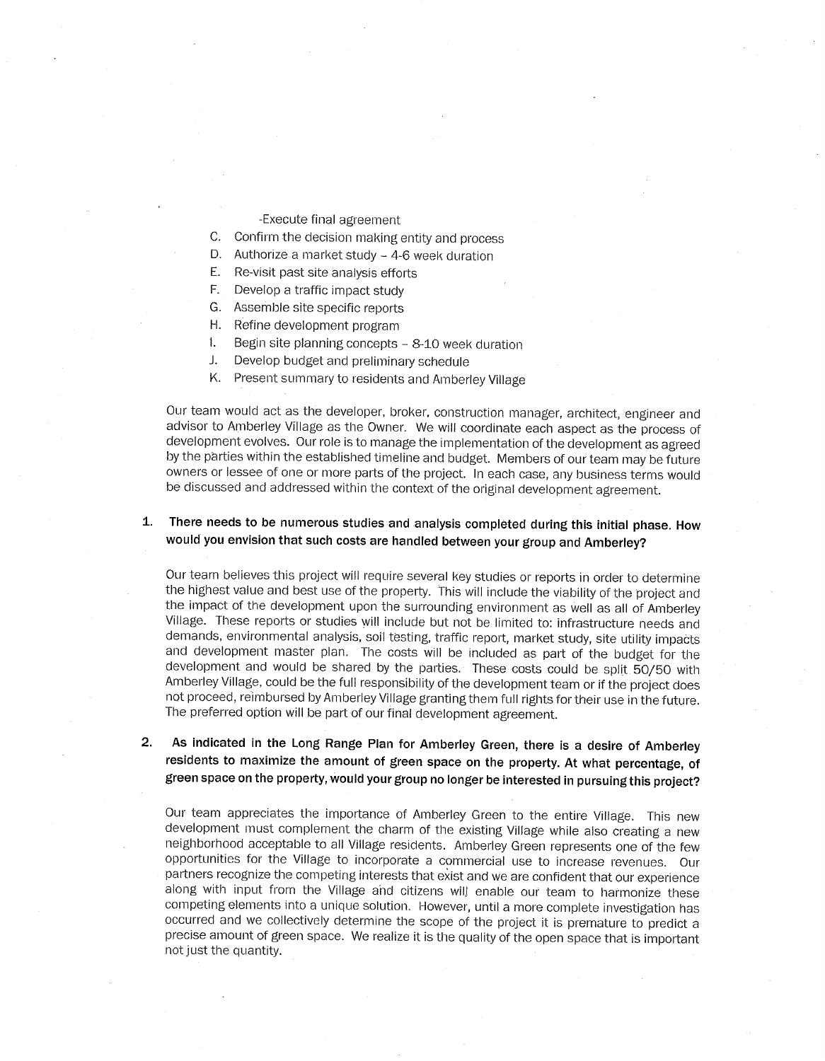-Execute final agreement

C. Confirm the decision making entity and process
D. Authorize a market study – 4-6 week duration
E. Re-visit past site analysis efforts
F. Develop a traffic impact study
G. Assemble site specific reports
H. Refine development program
I. Begin site planning concepts – 8-10 week duration
J. Develop budget and preliminary schedule
K. Present summary to residents and Amberley Village

Our team would act as the developer, broker, construction manager, architect, engineer and advisor to Amberley Village as the Owner. We will coordinate each aspect as the process of development evolves. Our role is to manage the implementation of the development as agreed by the parties within the established timeline and budget. Members of our team may be future owners or lessee of one or more parts of the project. In each case, any business terms would be discussed and addressed within the context of the original development agreement.

**1. There needs to be numerous studies and analysis completed during this initial phase. How would you envision that such costs are handled between your group and Amberley?**

Our team believes this project will require several key studies or reports in order to determine the highest value and best use of the property. This will include the viability of the project and the impact of the development upon the surrounding environment as well as all of Amberley Village. These reports or studies will include but not be limited to: infrastructure needs and demands, environmental analysis, soil testing, traffic report, market study, site utility impacts and development master plan. The costs will be included as part of the budget for the development and would be shared by the parties. These costs could be split 50/50 with Amberley Village, could be the full responsibility of the development team or if the project does not proceed, reimbursed by Amberley Village granting them full rights for their use in the future. The preferred option will be part of our final development agreement.

**2. As indicated in the Long Range Plan for Amberley Green, there is a desire of Amberley residents to maximize the amount of green space on the property. At what percentage, of green space on the property, would your group no longer be interested in pursuing this project?**

Our team appreciates the importance of Amberley Green to the entire Village. This new development must complement the charm of the existing Village while also creating a new neighborhood acceptable to all Village residents. Amberley Green represents one of the few opportunities for the Village to incorporate a commercial use to increase revenues. Our partners recognize the competing interests that exist and we are confident that our experience along with input from the Village and citizens will enable our team to harmonize these competing elements into a unique solution. However, until a more complete investigation has occurred and we collectively determine the scope of the project it is premature to predict a precise amount of green space. We realize it is the quality of the open space that is important not just the quantity.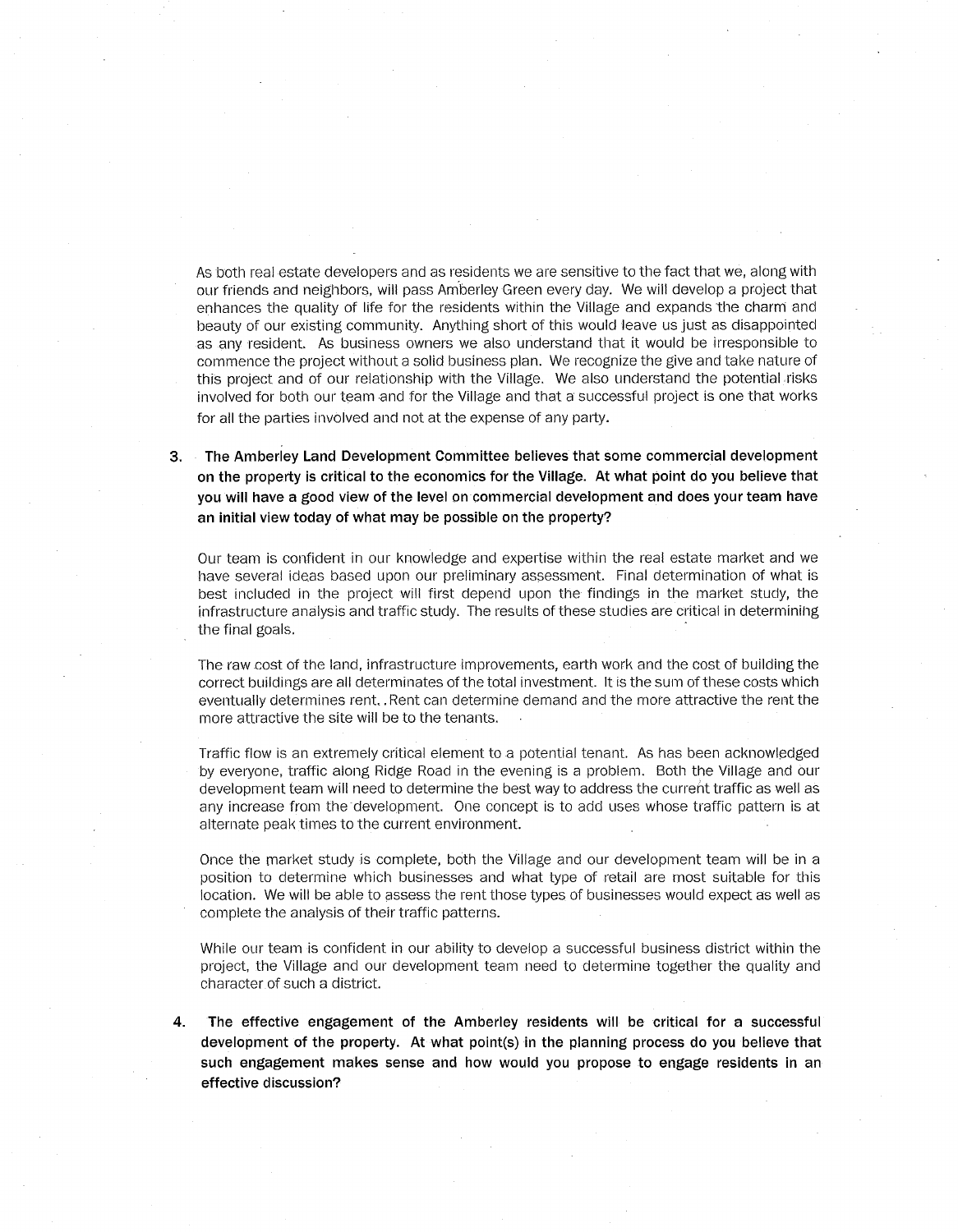As both real estate developers and as residents we are sensitive to the fact that we, along with our friends and neighbors, will pass Amberley Green every day. We will develop a project that enhances the quality of life for the residents within the Village and expands the charm and beauty of our existing community. Anything short of this would leave us just as disappointed as any resident. As business owners we also understand that it would be irresponsible to commence the project without a solid business plan. We recognize the give and take nature of this project and of our relationship with the Village. We also understand the potential risks involved for both our team and for the Village and that a successful project is one that works for all the parties involved and not at the expense of any party.

3. **The Amberley Land Development Committee believes that some commercial development on the property is critical to the economics for the Village. At what point do you believe that you will have a good view of the level on commercial development and does your team have an initial view today of what may be possible on the property?**

   Our team is confident in our knowledge and expertise within the real estate market and we have several ideas based upon our preliminary assessment. Final determination of what is best included in the project will first depend upon the findings in the market study, the infrastructure analysis and traffic study. The results of these studies are critical in determining the final goals.

   The raw cost of the land, infrastructure improvements, earth work and the cost of building the correct buildings are all determinates of the total investment. It is the sum of these costs which eventually determines rent. . Rent can determine demand and the more attractive the rent the more attractive the site will be to the tenants.

   Traffic flow is an extremely critical element to a potential tenant. As has been acknowledged by everyone, traffic along Ridge Road in the evening is a problem. Both the Village and our development team will need to determine the best way to address the current traffic as well as any increase from the development. One concept is to add uses whose traffic pattern is at alternate peak times to the current environment.

   Once the market study is complete, both the Village and our development team will be in a position to determine which businesses and what type of retail are most suitable for this location. We will be able to assess the rent those types of businesses would expect as well as complete the analysis of their traffic patterns.

   While our team is confident in our ability to develop a successful business district within the project, the Village and our development team need to determine together the quality and character of such a district.

4. **The effective engagement of the Amberley residents will be critical for a successful development of the property. At what point(s) in the planning process do you believe that such engagement makes sense and how would you propose to engage residents in an effective discussion?**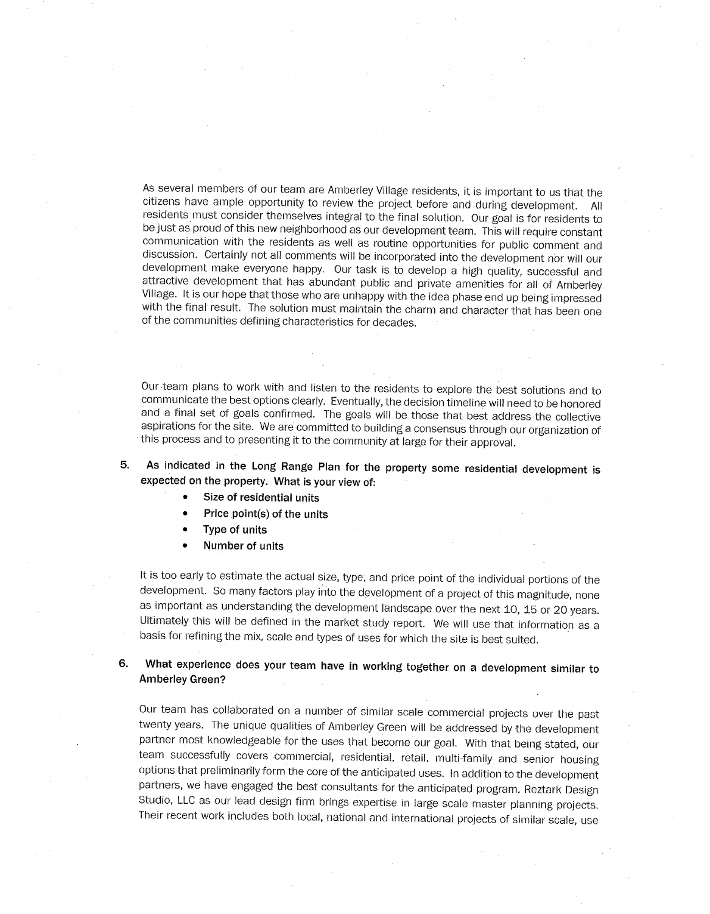As several members of our team are Amberley Village residents, it is important to us that the citizens have ample opportunity to review the project before and during development. All residents must consider themselves integral to the final solution. Our goal is for residents to be just as proud of this new neighborhood as our development team. This will require constant communication with the residents as well as routine opportunities for public comment and discussion. Certainly not all comments will be incorporated into the development nor will our development make everyone happy. Our task is to develop a high quality, successful and attractive development that has abundant public and private amenities for all of Amberley Village. It is our hope that those who are unhappy with the idea phase end up being impressed with the final result. The solution must maintain the charm and character that has been one of the communities defining characteristics for decades.

Our team plans to work with and listen to the residents to explore the best solutions and to communicate the best options clearly. Eventually, the decision timeline will need to be honored and a final set of goals confirmed. The goals will be those that best address the collective aspirations for the site. We are committed to building a consensus through our organization of this process and to presenting it to the community at large for their approval.

**5. As indicated in the Long Range Plan for the property some residential development is expected on the property. What is your view of:**

- **Size of residential units**
- **Price point(s) of the units**
- **Type of units**
- **Number of units**

It is too early to estimate the actual size, type, and price point of the individual portions of the development. So many factors play into the development of a project of this magnitude, none as important as understanding the development landscape over the next 10, 15 or 20 years. Ultimately this will be defined in the market study report. We will use that information as a basis for refining the mix, scale and types of uses for which the site is best suited.

**6. What experience does your team have in working together on a development similar to Amberley Green?**

Our team has collaborated on a number of similar scale commercial projects over the past twenty years. The unique qualities of Amberley Green will be addressed by the development partner most knowledgeable for the uses that become our goal. With that being stated, our team successfully covers commercial, residential, retail, multi-family and senior housing options that preliminarily form the core of the anticipated uses. In addition to the development partners, we have engaged the best consultants for the anticipated program. Reztark Design Studio, LLC as our lead design firm brings expertise in large scale master planning projects. Their recent work includes both local, national and international projects of similar scale, use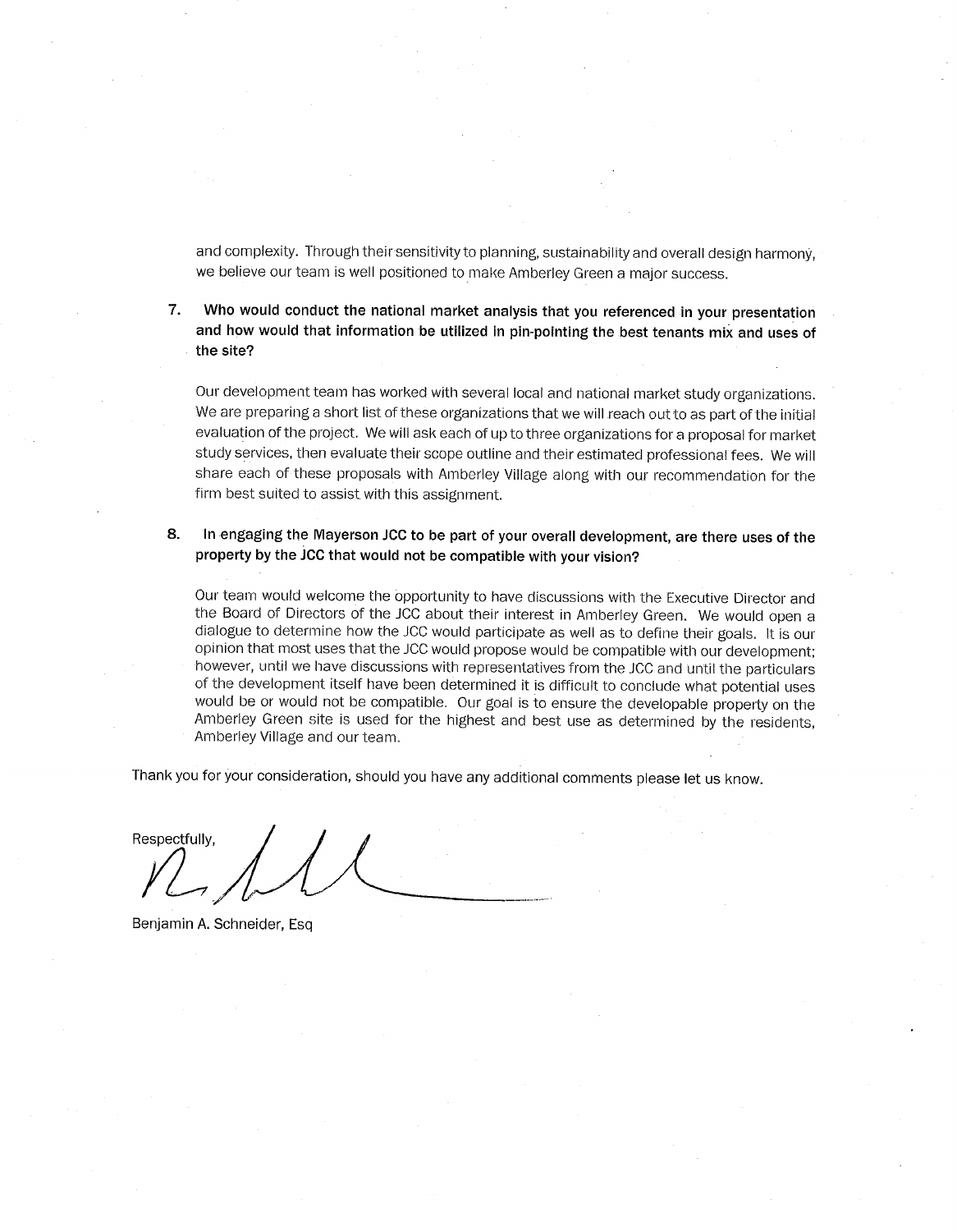and complexity. Through their sensitivity to planning, sustainability and overall design harmony, we believe our team is well positioned to make Amberley Green a major success.

7. **Who would conduct the national market analysis that you referenced in your presentation and how would that information be utilized in pin-pointing the best tenants mix and uses of the site?**

   Our development team has worked with several local and national market study organizations. We are preparing a short list of these organizations that we will reach out to as part of the initial evaluation of the project. We will ask each of up to three organizations for a proposal for market study services, then evaluate their scope outline and their estimated professional fees. We will share each of these proposals with Amberley Village along with our recommendation for the firm best suited to assist with this assignment.

8. **In engaging the Mayerson JCC to be part of your overall development, are there uses of the property by the JCC that would not be compatible with your vision?**

   Our team would welcome the opportunity to have discussions with the Executive Director and the Board of Directors of the JCC about their interest in Amberley Green. We would open a dialogue to determine how the JCC would participate as well as to define their goals. It is our opinion that most uses that the JCC would propose would be compatible with our development; however, until we have discussions with representatives from the JCC and until the particulars of the development itself have been determined it is difficult to conclude what potential uses would be or would not be compatible. Our goal is to ensure the developable property on the Amberley Green site is used for the highest and best use as determined by the residents, Amberley Village and our team.

Thank you for your consideration, should you have any additional comments please let us know.

Respectfully,

Benjamin A. Schneider, Esq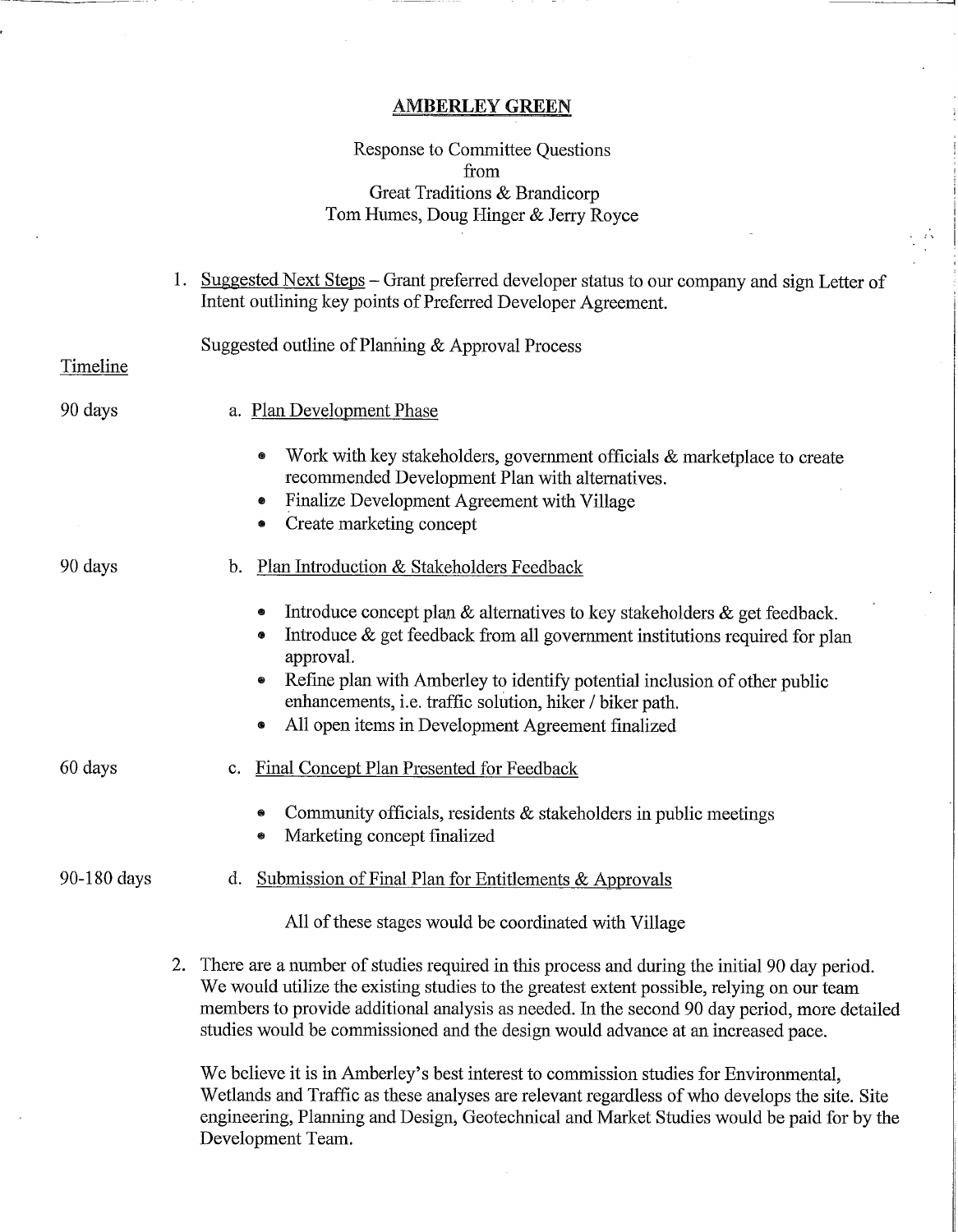# AMBERLEY GREEN

Response to Committee Questions
from
Great Traditions & Brandicorp
Tom Humes, Doug Hinger & Jerry Royce

1. Suggested Next Steps – Grant preferred developer status to our company and sign Letter of Intent outlining key points of Preferred Developer Agreement.

   Suggested outline of Planning & Approval Process

**Timeline**

90 days

   a. Plan Development Phase

   - Work with key stakeholders, government officials & marketplace to create recommended Development Plan with alternatives.
   - Finalize Development Agreement with Village
   - Create marketing concept

90 days

   b. Plan Introduction & Stakeholders Feedback

   - Introduce concept plan & alternatives to key stakeholders & get feedback.
   - Introduce & get feedback from all government institutions required for plan approval.
   - Refine plan with Amberley to identify potential inclusion of other public enhancements, i.e. traffic solution, hiker / biker path.
   - All open items in Development Agreement finalized

60 days

   c. Final Concept Plan Presented for Feedback

   - Community officials, residents & stakeholders in public meetings
   - Marketing concept finalized

90-180 days

   d. Submission of Final Plan for Entitlements & Approvals

   All of these stages would be coordinated with Village

2. There are a number of studies required in this process and during the initial 90 day period. We would utilize the existing studies to the greatest extent possible, relying on our team members to provide additional analysis as needed. In the second 90 day period, more detailed studies would be commissioned and the design would advance at an increased pace.

   We believe it is in Amberley's best interest to commission studies for Environmental, Wetlands and Traffic as these analyses are relevant regardless of who develops the site. Site engineering, Planning and Design, Geotechnical and Market Studies would be paid for by the Development Team.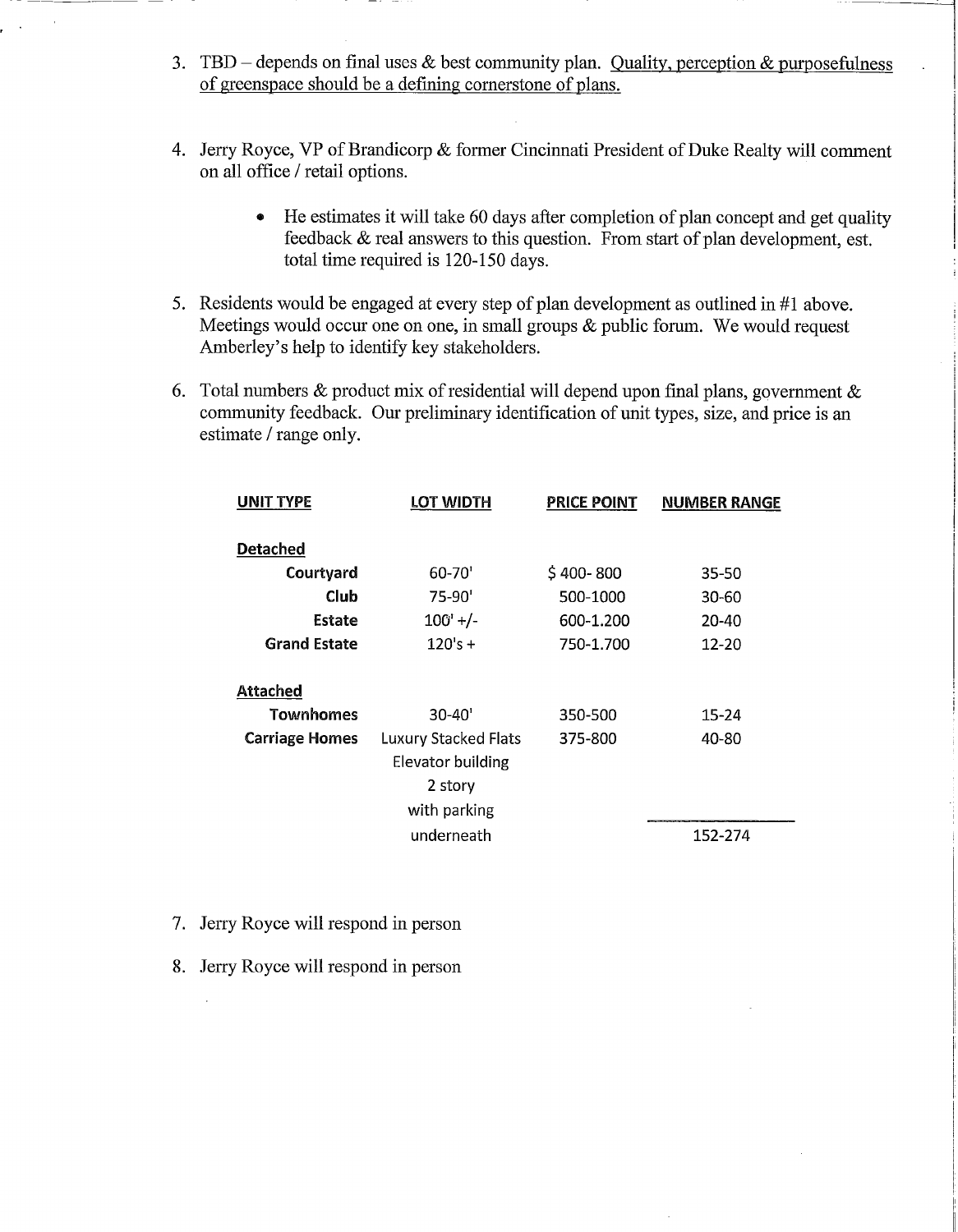3. TBD – depends on final uses & best community plan. <u>Quality, perception & purposefulness of greenspace should be a defining cornerstone of plans.</u>

4. Jerry Royce, VP of Brandicorp & former Cincinnati President of Duke Realty will comment on all office / retail options.

    - He estimates it will take 60 days after completion of plan concept and get quality feedback & real answers to this question. From start of plan development, est. total time required is 120-150 days.

5. Residents would be engaged at every step of plan development as outlined in #1 above. Meetings would occur one on one, in small groups & public forum. We would request Amberley's help to identify key stakeholders.

6. Total numbers & product mix of residential will depend upon final plans, government & community feedback. Our preliminary identification of unit types, size, and price is an estimate / range only.

| UNIT TYPE | LOT WIDTH | PRICE POINT | NUMBER RANGE |
|---|---|---|---|
| **Detached** | | | |
| **Courtyard** | 60-70' | $ 400- 800 | 35-50 |
| **Club** | 75-90' | 500-1000 | 30-60 |
| **Estate** | 100' +/- | 600-1.200 | 20-40 |
| **Grand Estate** | 120's + | 750-1.700 | 12-20 |
| **Attached** | | | |
| **Townhomes** | 30-40' | 350-500 | 15-24 |
| **Carriage Homes** | Luxury Stacked Flats Elevator building 2 story with parking underneath | 375-800 | 40-80 |
| | | | 152-274 |

7. Jerry Royce will respond in person

8. Jerry Royce will respond in person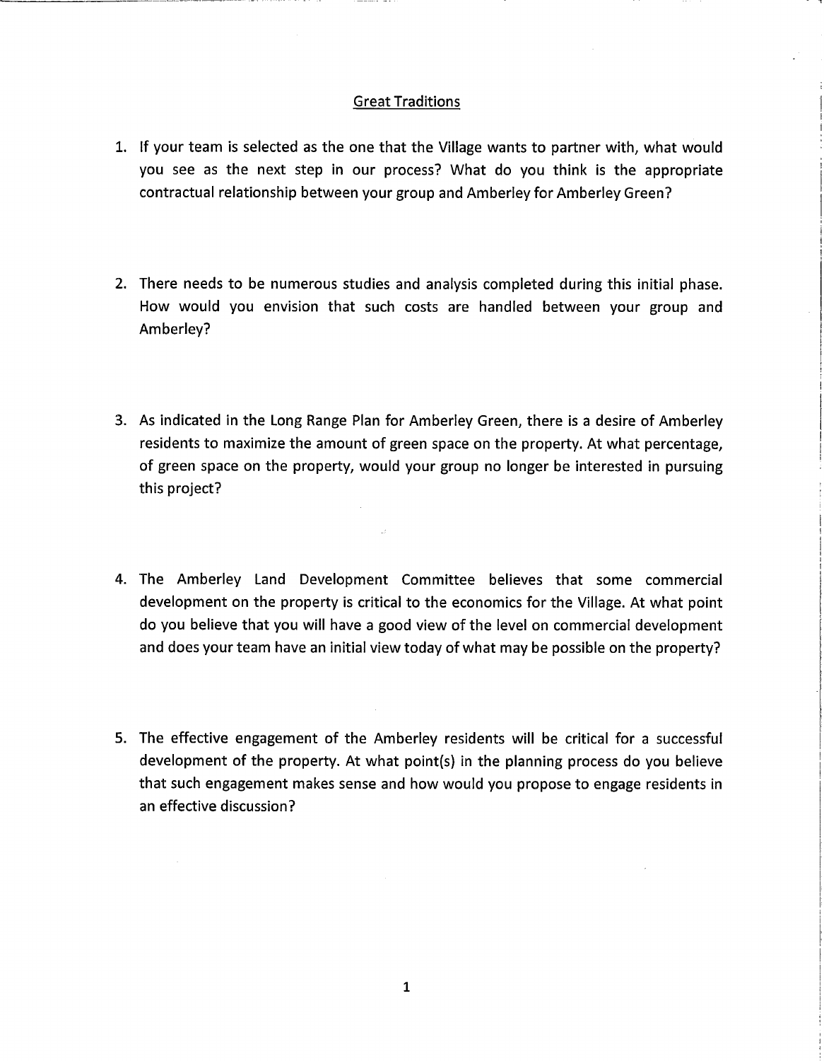## Great Traditions

1. If your team is selected as the one that the Village wants to partner with, what would you see as the next step in our process? What do you think is the appropriate contractual relationship between your group and Amberley for Amberley Green?

2. There needs to be numerous studies and analysis completed during this initial phase. How would you envision that such costs are handled between your group and Amberley?

3. As indicated in the Long Range Plan for Amberley Green, there is a desire of Amberley residents to maximize the amount of green space on the property. At what percentage, of green space on the property, would your group no longer be interested in pursuing this project?

4. The Amberley Land Development Committee believes that some commercial development on the property is critical to the economics for the Village. At what point do you believe that you will have a good view of the level on commercial development and does your team have an initial view today of what may be possible on the property?

5. The effective engagement of the Amberley residents will be critical for a successful development of the property. At what point(s) in the planning process do you believe that such engagement makes sense and how would you propose to engage residents in an effective discussion?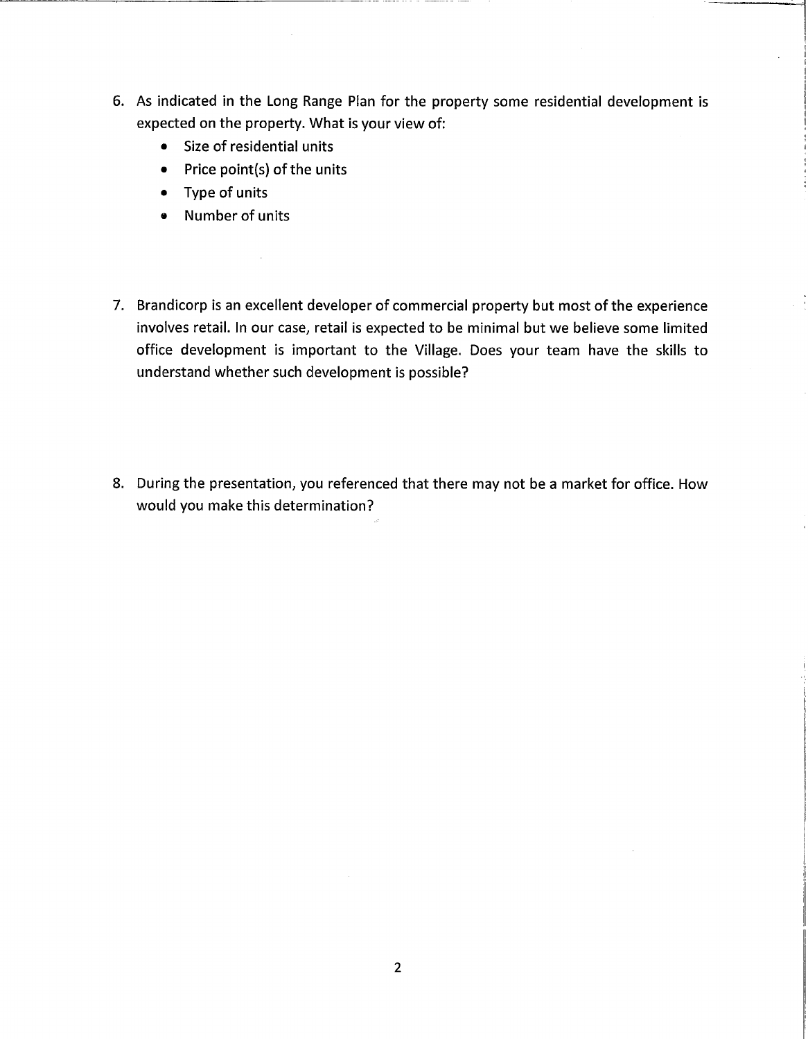6. As indicated in the Long Range Plan for the property some residential development is expected on the property. What is your view of:
    - Size of residential units
    - Price point(s) of the units
    - Type of units
    - Number of units

7. Brandicorp is an excellent developer of commercial property but most of the experience involves retail. In our case, retail is expected to be minimal but we believe some limited office development is important to the Village. Does your team have the skills to understand whether such development is possible?

8. During the presentation, you referenced that there may not be a market for office. How would you make this determination?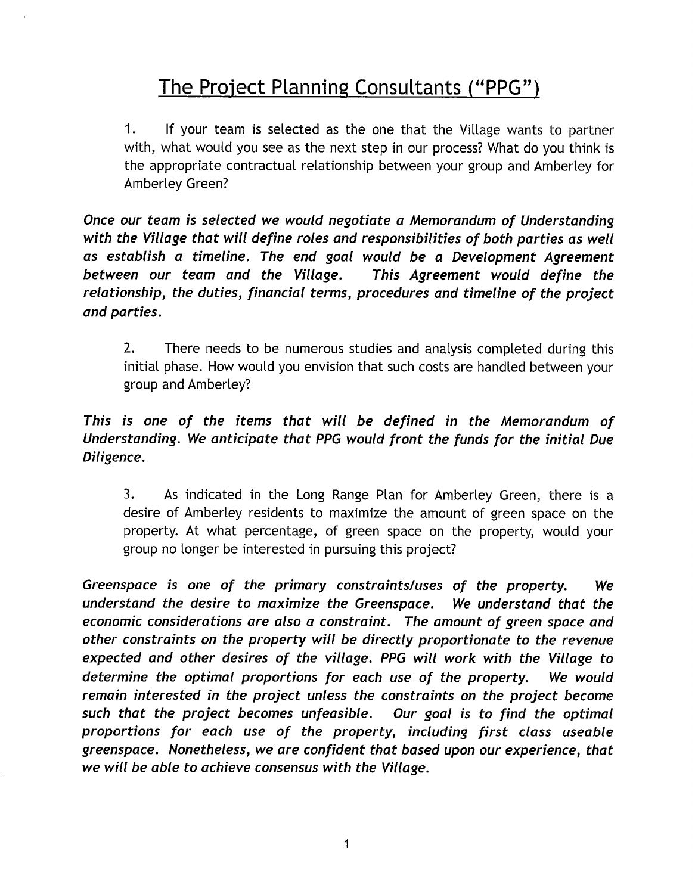# The Project Planning Consultants ("PPG")

1. If your team is selected as the one that the Village wants to partner with, what would you see as the next step in our process? What do you think is the appropriate contractual relationship between your group and Amberley for Amberley Green?

***Once our team is selected we would negotiate a Memorandum of Understanding with the Village that will define roles and responsibilities of both parties as well as establish a timeline. The end goal would be a Development Agreement between our team and the Village. This Agreement would define the relationship, the duties, financial terms, procedures and timeline of the project and parties.***

2. There needs to be numerous studies and analysis completed during this initial phase. How would you envision that such costs are handled between your group and Amberley?

***This is one of the items that will be defined in the Memorandum of Understanding. We anticipate that PPG would front the funds for the initial Due Diligence.***

3. As indicated in the Long Range Plan for Amberley Green, there is a desire of Amberley residents to maximize the amount of green space on the property. At what percentage, of green space on the property, would your group no longer be interested in pursuing this project?

***Greenspace is one of the primary constraints/uses of the property. We understand the desire to maximize the Greenspace. We understand that the economic considerations are also a constraint. The amount of green space and other constraints on the property will be directly proportionate to the revenue expected and other desires of the village. PPG will work with the Village to determine the optimal proportions for each use of the property. We would remain interested in the project unless the constraints on the project become such that the project becomes unfeasible. Our goal is to find the optimal proportions for each use of the property, including first class useable greenspace. Nonetheless, we are confident that based upon our experience, that we will be able to achieve consensus with the Village.***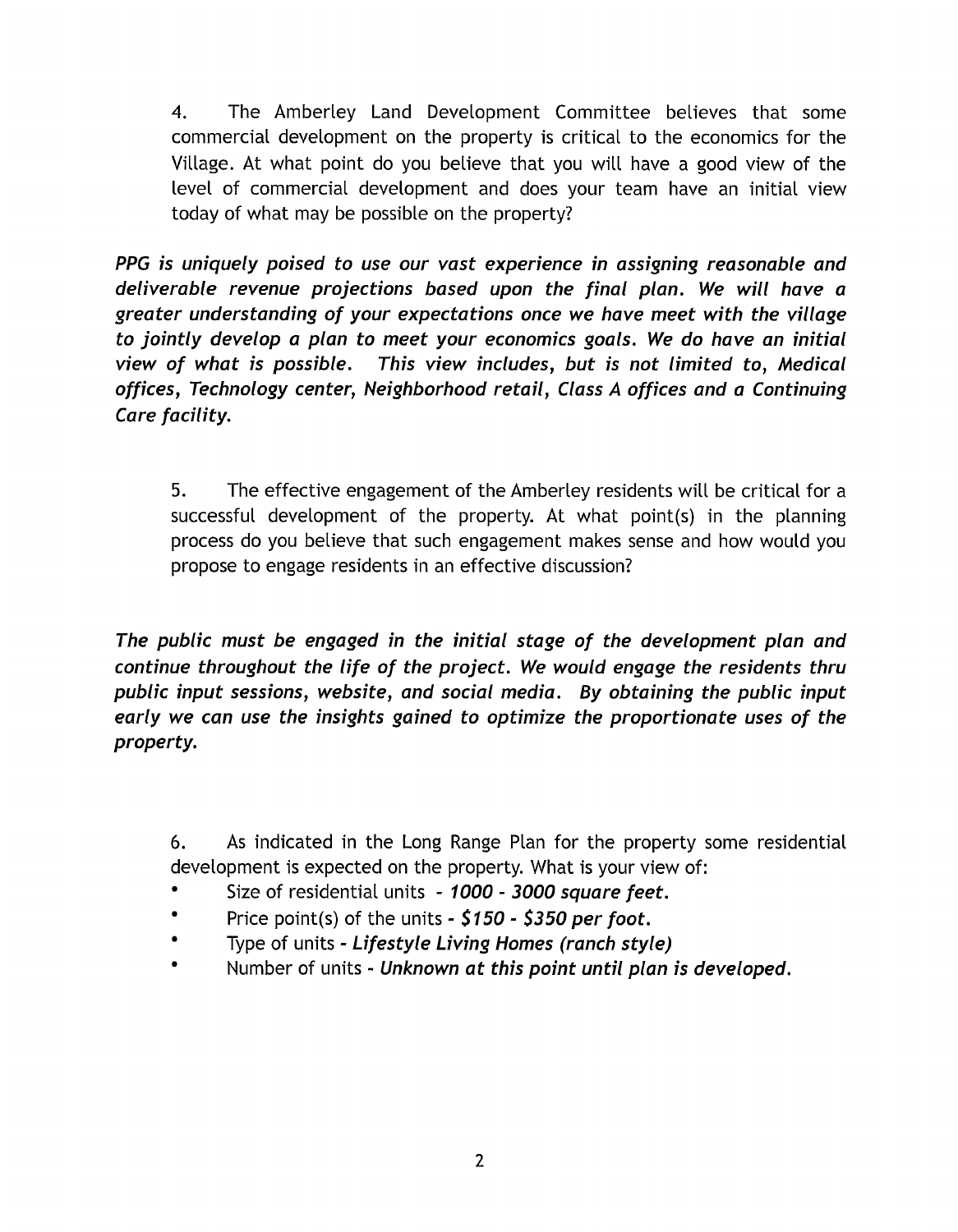4. The Amberley Land Development Committee believes that some commercial development on the property is critical to the economics for the Village. At what point do you believe that you will have a good view of the level of commercial development and does your team have an initial view today of what may be possible on the property?

***PPG is uniquely poised to use our vast experience in assigning reasonable and deliverable revenue projections based upon the final plan. We will have a greater understanding of your expectations once we have meet with the village to jointly develop a plan to meet your economics goals. We do have an initial view of what is possible. This view includes, but is not limited to, Medical offices, Technology center, Neighborhood retail, Class A offices and a Continuing Care facility.***

5. The effective engagement of the Amberley residents will be critical for a successful development of the property. At what point(s) in the planning process do you believe that such engagement makes sense and how would you propose to engage residents in an effective discussion?

***The public must be engaged in the initial stage of the development plan and continue throughout the life of the project. We would engage the residents thru public input sessions, website, and social media. By obtaining the public input early we can use the insights gained to optimize the proportionate uses of the property.***

6. As indicated in the Long Range Plan for the property some residential development is expected on the property. What is your view of:

- Size of residential units - ***1000 - 3000 square feet.***
- Price point(s) of the units - ***$150 - $350 per foot.***
- Type of units - ***Lifestyle Living Homes (ranch style)***
- Number of units - ***Unknown at this point until plan is developed.***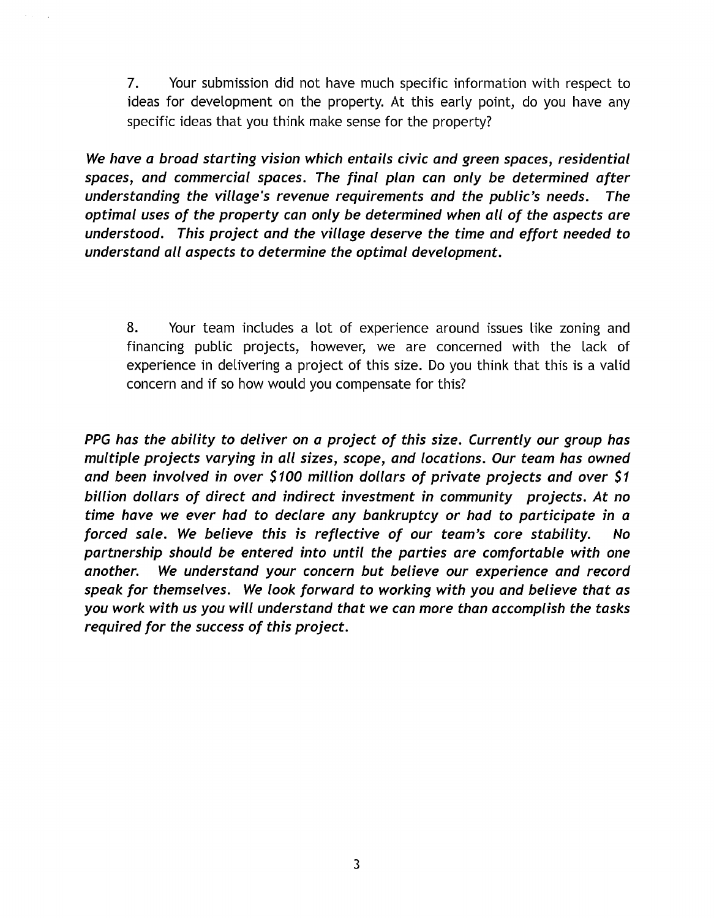7. Your submission did not have much specific information with respect to ideas for development on the property. At this early point, do you have any specific ideas that you think make sense for the property?

***We have a broad starting vision which entails civic and green spaces, residential spaces, and commercial spaces. The final plan can only be determined after understanding the village's revenue requirements and the public's needs. The optimal uses of the property can only be determined when all of the aspects are understood. This project and the village deserve the time and effort needed to understand all aspects to determine the optimal development.***

8. Your team includes a lot of experience around issues like zoning and financing public projects, however, we are concerned with the lack of experience in delivering a project of this size. Do you think that this is a valid concern and if so how would you compensate for this?

***PPG has the ability to deliver on a project of this size. Currently our group has multiple projects varying in all sizes, scope, and locations. Our team has owned and been involved in over $100 million dollars of private projects and over $1 billion dollars of direct and indirect investment in community projects. At no time have we ever had to declare any bankruptcy or had to participate in a forced sale. We believe this is reflective of our team's core stability. No partnership should be entered into until the parties are comfortable with one another. We understand your concern but believe our experience and record speak for themselves. We look forward to working with you and believe that as you work with us you will understand that we can more than accomplish the tasks required for the success of this project.***